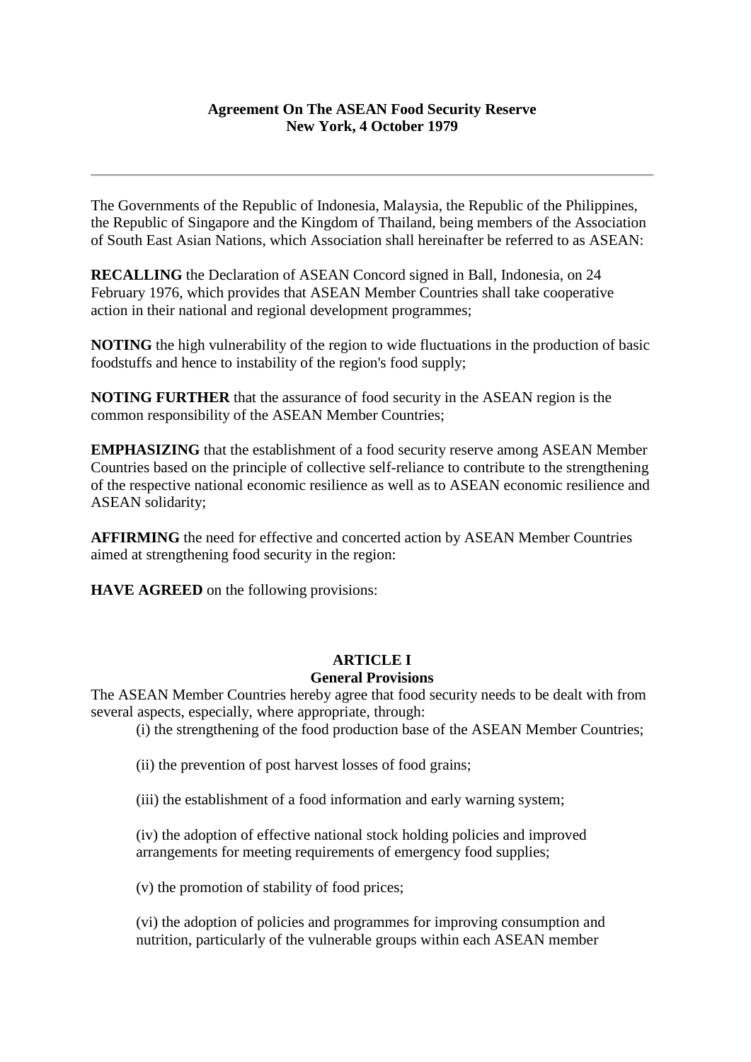**Agreement On The ASEAN Food Security Reserve**
**New York, 4 October 1979**

---

The Governments of the Republic of Indonesia, Malaysia, the Republic of the Philippines, the Republic of Singapore and the Kingdom of Thailand, being members of the Association of South East Asian Nations, which Association shall hereinafter be referred to as ASEAN:

**RECALLING** the Declaration of ASEAN Concord signed in Ball, Indonesia, on 24 February 1976, which provides that ASEAN Member Countries shall take cooperative action in their national and regional development programmes;

**NOTING** the high vulnerability of the region to wide fluctuations in the production of basic foodstuffs and hence to instability of the region's food supply;

**NOTING FURTHER** that the assurance of food security in the ASEAN region is the common responsibility of the ASEAN Member Countries;

**EMPHASIZING** that the establishment of a food security reserve among ASEAN Member Countries based on the principle of collective self-reliance to contribute to the strengthening of the respective national economic resilience as well as to ASEAN economic resilience and ASEAN solidarity;

**AFFIRMING** the need for effective and concerted action by ASEAN Member Countries aimed at strengthening food security in the region:

**HAVE AGREED** on the following provisions:

## ARTICLE I
## General Provisions

The ASEAN Member Countries hereby agree that food security needs to be dealt with from several aspects, especially, where appropriate, through:

(i) the strengthening of the food production base of the ASEAN Member Countries;

(ii) the prevention of post harvest losses of food grains;

(iii) the establishment of a food information and early warning system;

(iv) the adoption of effective national stock holding policies and improved arrangements for meeting requirements of emergency food supplies;

(v) the promotion of stability of food prices;

(vi) the adoption of policies and programmes for improving consumption and nutrition, particularly of the vulnerable groups within each ASEAN member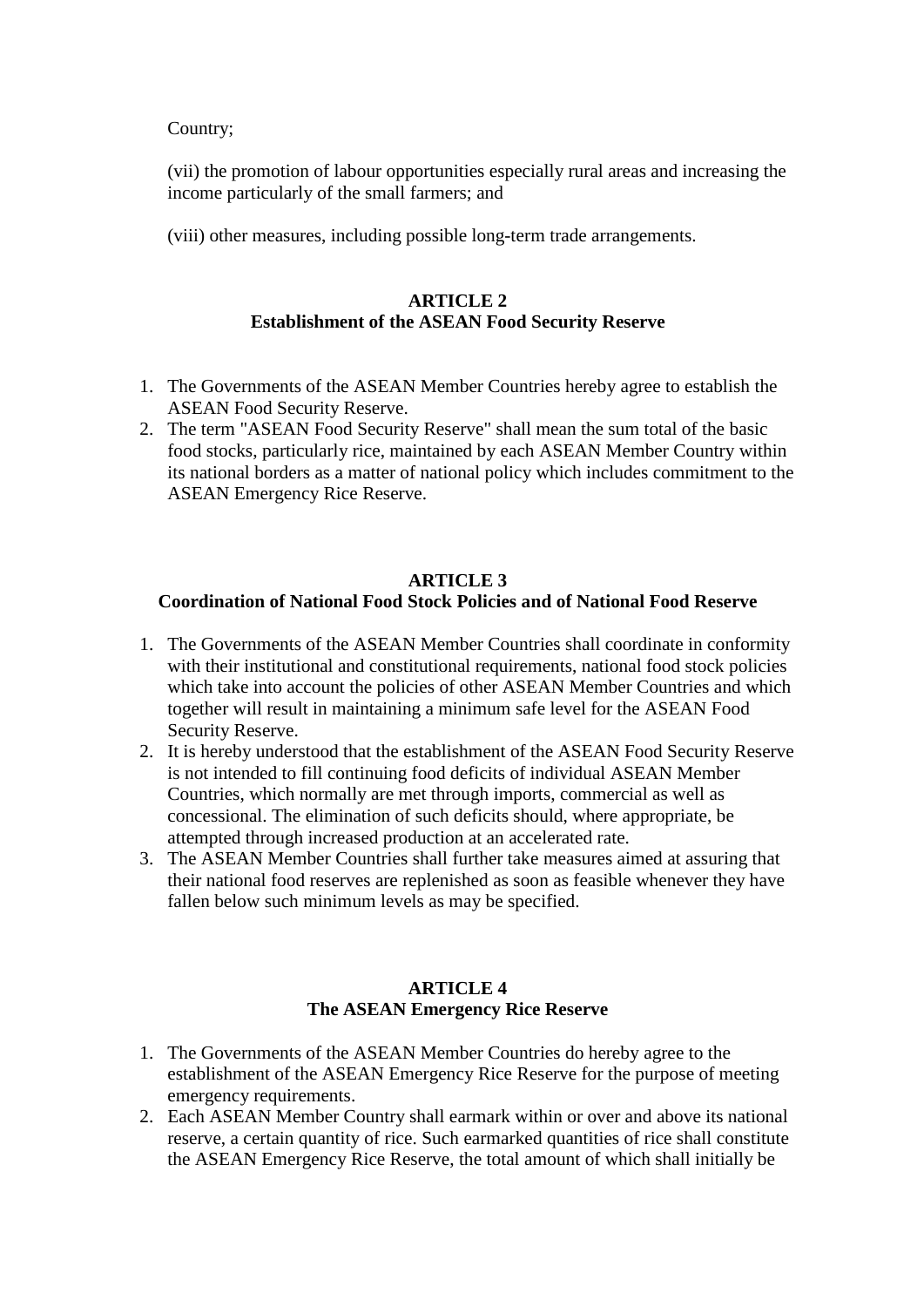Country;

(vii) the promotion of labour opportunities especially rural areas and increasing the income particularly of the small farmers; and

(viii) other measures, including possible long-term trade arrangements.

## ARTICLE 2
## Establishment of the ASEAN Food Security Reserve

1. The Governments of the ASEAN Member Countries hereby agree to establish the ASEAN Food Security Reserve.
2. The term "ASEAN Food Security Reserve" shall mean the sum total of the basic food stocks, particularly rice, maintained by each ASEAN Member Country within its national borders as a matter of national policy which includes commitment to the ASEAN Emergency Rice Reserve.

## ARTICLE 3
## Coordination of National Food Stock Policies and of National Food Reserve

1. The Governments of the ASEAN Member Countries shall coordinate in conformity with their institutional and constitutional requirements, national food stock policies which take into account the policies of other ASEAN Member Countries and which together will result in maintaining a minimum safe level for the ASEAN Food Security Reserve.
2. It is hereby understood that the establishment of the ASEAN Food Security Reserve is not intended to fill continuing food deficits of individual ASEAN Member Countries, which normally are met through imports, commercial as well as concessional. The elimination of such deficits should, where appropriate, be attempted through increased production at an accelerated rate.
3. The ASEAN Member Countries shall further take measures aimed at assuring that their national food reserves are replenished as soon as feasible whenever they have fallen below such minimum levels as may be specified.

## ARTICLE 4
## The ASEAN Emergency Rice Reserve

1. The Governments of the ASEAN Member Countries do hereby agree to the establishment of the ASEAN Emergency Rice Reserve for the purpose of meeting emergency requirements.
2. Each ASEAN Member Country shall earmark within or over and above its national reserve, a certain quantity of rice. Such earmarked quantities of rice shall constitute the ASEAN Emergency Rice Reserve, the total amount of which shall initially be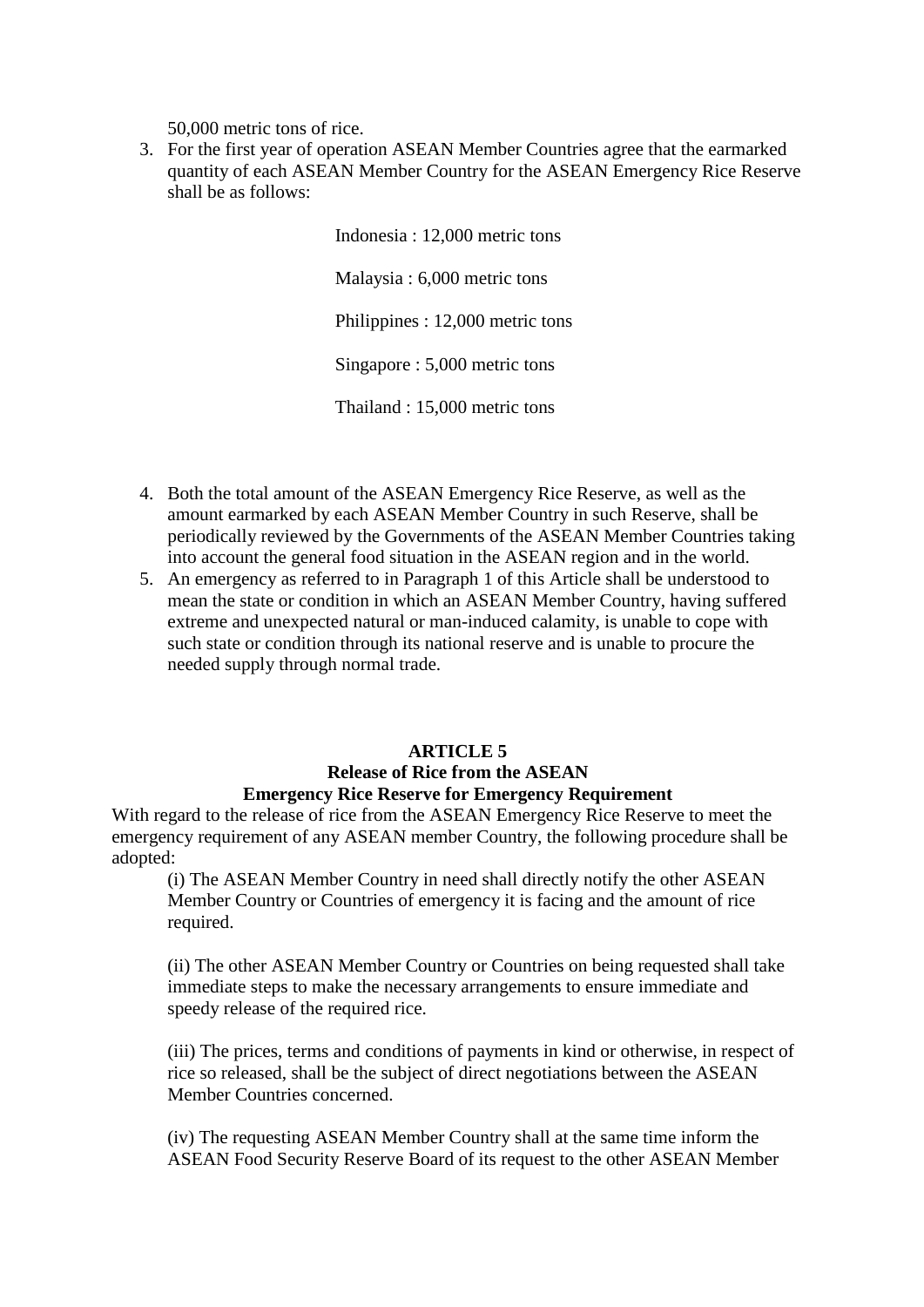50,000 metric tons of rice.

3. For the first year of operation ASEAN Member Countries agree that the earmarked quantity of each ASEAN Member Country for the ASEAN Emergency Rice Reserve shall be as follows:

   Indonesia : 12,000 metric tons

   Malaysia : 6,000 metric tons

   Philippines : 12,000 metric tons

   Singapore : 5,000 metric tons

   Thailand : 15,000 metric tons

4. Both the total amount of the ASEAN Emergency Rice Reserve, as well as the amount earmarked by each ASEAN Member Country in such Reserve, shall be periodically reviewed by the Governments of the ASEAN Member Countries taking into account the general food situation in the ASEAN region and in the world.
5. An emergency as referred to in Paragraph 1 of this Article shall be understood to mean the state or condition in which an ASEAN Member Country, having suffered extreme and unexpected natural or man-induced calamity, is unable to cope with such state or condition through its national reserve and is unable to procure the needed supply through normal trade.

**ARTICLE 5**
**Release of Rice from the ASEAN Emergency Rice Reserve for Emergency Requirement**

With regard to the release of rice from the ASEAN Emergency Rice Reserve to meet the emergency requirement of any ASEAN member Country, the following procedure shall be adopted:

(i) The ASEAN Member Country in need shall directly notify the other ASEAN Member Country or Countries of emergency it is facing and the amount of rice required.

(ii) The other ASEAN Member Country or Countries on being requested shall take immediate steps to make the necessary arrangements to ensure immediate and speedy release of the required rice.

(iii) The prices, terms and conditions of payments in kind or otherwise, in respect of rice so released, shall be the subject of direct negotiations between the ASEAN Member Countries concerned.

(iv) The requesting ASEAN Member Country shall at the same time inform the ASEAN Food Security Reserve Board of its request to the other ASEAN Member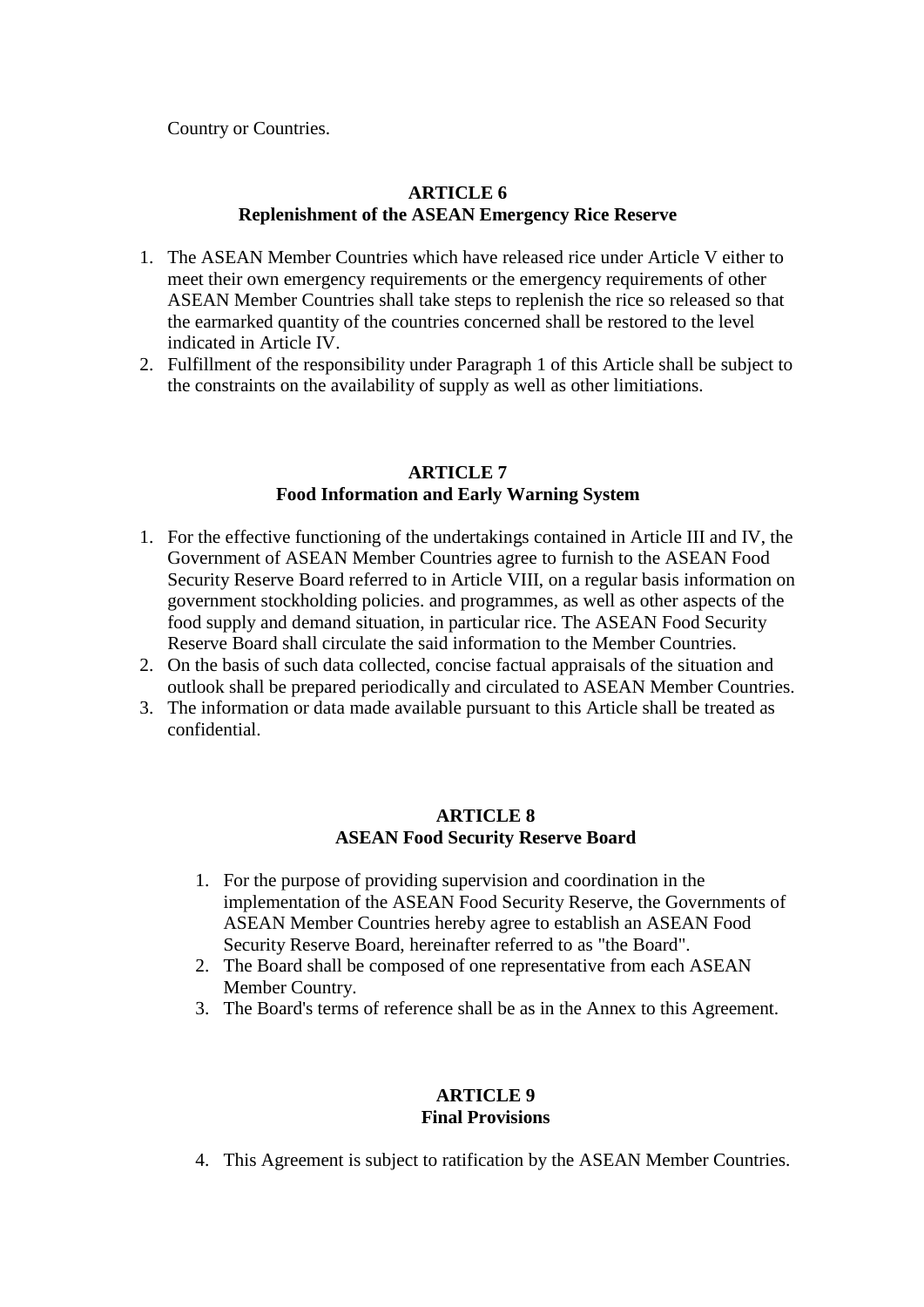Country or Countries.

**ARTICLE 6**
**Replenishment of the ASEAN Emergency Rice Reserve**

1. The ASEAN Member Countries which have released rice under Article V either to meet their own emergency requirements or the emergency requirements of other ASEAN Member Countries shall take steps to replenish the rice so released so that the earmarked quantity of the countries concerned shall be restored to the level indicated in Article IV.
2. Fulfillment of the responsibility under Paragraph 1 of this Article shall be subject to the constraints on the availability of supply as well as other limitiations.

**ARTICLE 7**
**Food Information and Early Warning System**

1. For the effective functioning of the undertakings contained in Article III and IV, the Government of ASEAN Member Countries agree to furnish to the ASEAN Food Security Reserve Board referred to in Article VIII, on a regular basis information on government stockholding policies. and programmes, as well as other aspects of the food supply and demand situation, in particular rice. The ASEAN Food Security Reserve Board shall circulate the said information to the Member Countries.
2. On the basis of such data collected, concise factual appraisals of the situation and outlook shall be prepared periodically and circulated to ASEAN Member Countries.
3. The information or data made available pursuant to this Article shall be treated as confidential.

**ARTICLE 8**
**ASEAN Food Security Reserve Board**

1. For the purpose of providing supervision and coordination in the implementation of the ASEAN Food Security Reserve, the Governments of ASEAN Member Countries hereby agree to establish an ASEAN Food Security Reserve Board, hereinafter referred to as "the Board".
2. The Board shall be composed of one representative from each ASEAN Member Country.
3. The Board's terms of reference shall be as in the Annex to this Agreement.

**ARTICLE 9**
**Final Provisions**

4. This Agreement is subject to ratification by the ASEAN Member Countries.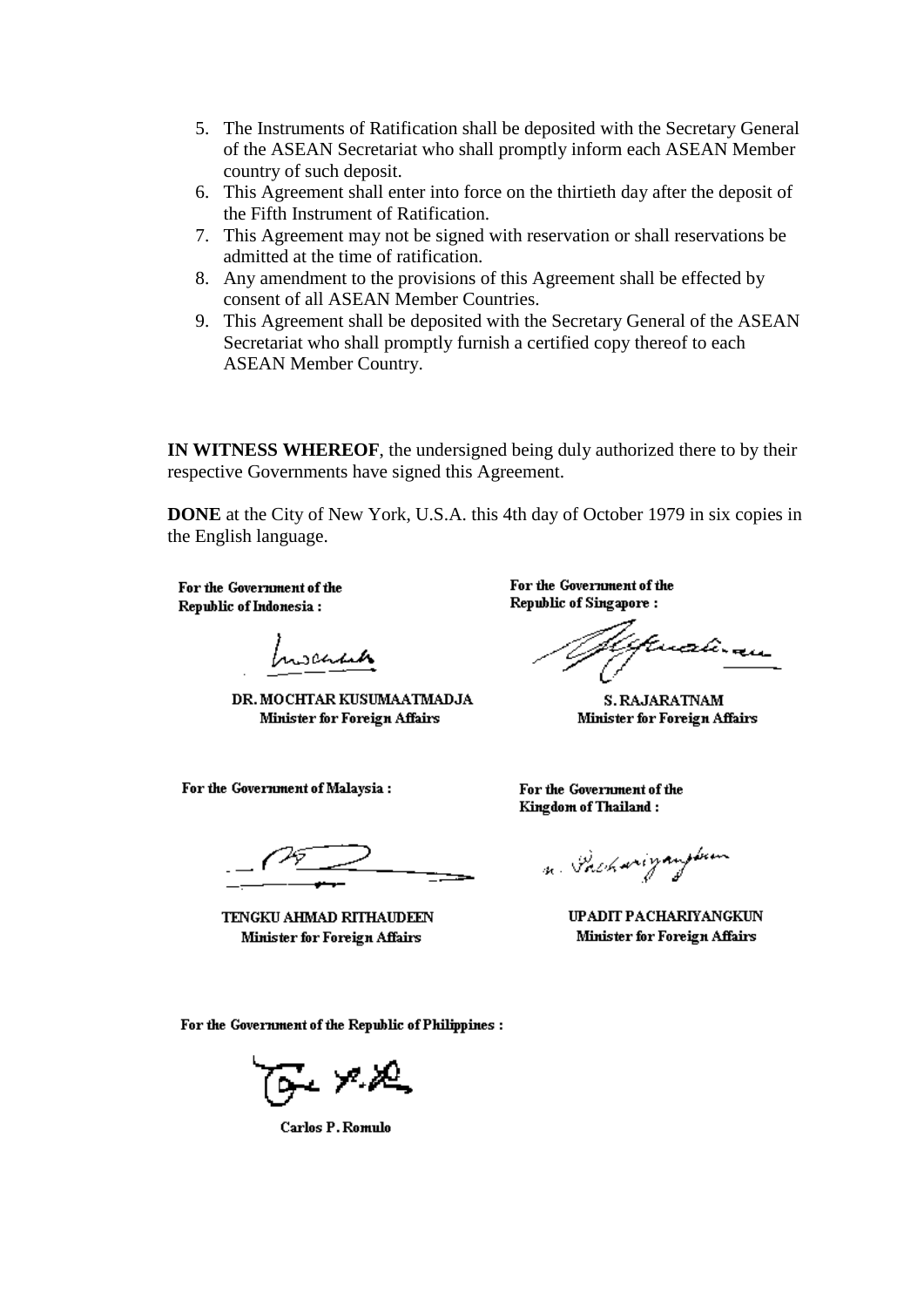5. The Instruments of Ratification shall be deposited with the Secretary General of the ASEAN Secretariat who shall promptly inform each ASEAN Member country of such deposit.
6. This Agreement shall enter into force on the thirtieth day after the deposit of the Fifth Instrument of Ratification.
7. This Agreement may not be signed with reservation or shall reservations be admitted at the time of ratification.
8. Any amendment to the provisions of this Agreement shall be effected by consent of all ASEAN Member Countries.
9. This Agreement shall be deposited with the Secretary General of the ASEAN Secretariat who shall promptly furnish a certified copy thereof to each ASEAN Member Country.

**IN WITNESS WHEREOF**, the undersigned being duly authorized there to by their respective Governments have signed this Agreement.

**DONE** at the City of New York, U.S.A. this 4th day of October 1979 in six copies in the English language.

**For the Government of the Republic of Indonesia :**

**DR. MOCHTAR KUSUMAATMADJA**
**Minister for Foreign Affairs**

**For the Government of the Republic of Singapore :**

**S. RAJARATNAM**
**Minister for Foreign Affairs**

**For the Government of Malaysia :**

**TENGKU AHMAD RITHAUDEEN**
**Minister for Foreign Affairs**

**For the Government of the Kingdom of Thailand :**

**UPADIT PACHARIYANGKUN**
**Minister for Foreign Affairs**

**For the Government of the Republic of Philippines :**

**Carlos P. Romulo**